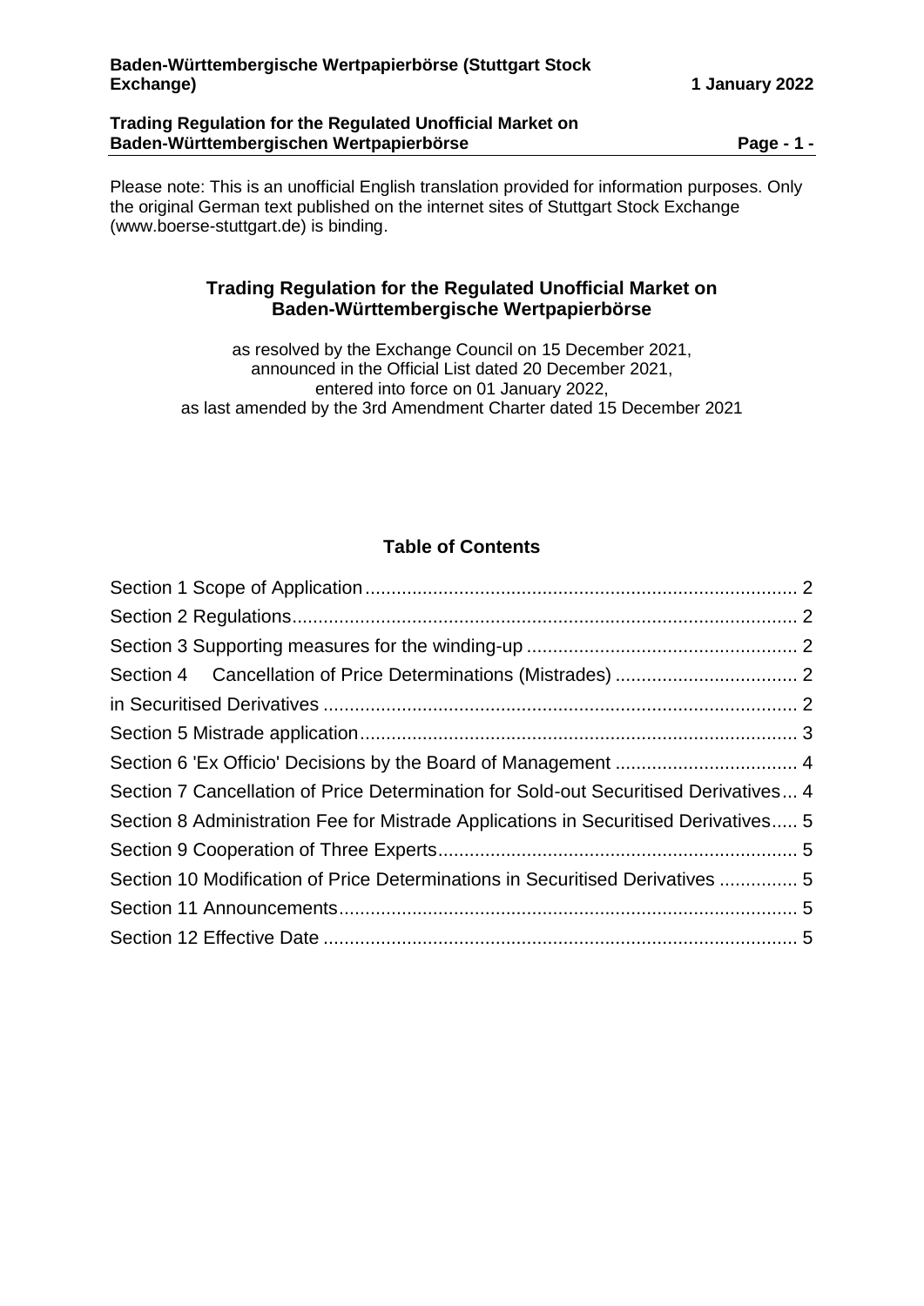Please note: This is an unofficial English translation provided for information purposes. Only the original German text published on the internet sites of Stuttgart Stock Exchange (www.boerse-stuttgart.de) is binding.

# Trading Regulation for the Regulated Unofficial Market on Baden-Württembergische Wertpapierbörse

as resolved by the Exchange Council on 15 December 2021,
announced in the Official List dated 20 December 2021,
entered into force on 01 January 2022,
as last amended by the 3rd Amendment Charter dated 15 December 2021

## Table of Contents

Section 1 Scope of Application .......... 2
Section 2 Regulations .......... 2
Section 3 Supporting measures for the winding-up .......... 2
Section 4 Cancellation of Price Determinations (Mistrades) .......... 2
in Securitised Derivatives .......... 2
Section 5 Mistrade application .......... 3
Section 6 'Ex Officio' Decisions by the Board of Management .......... 4
Section 7 Cancellation of Price Determination for Sold-out Securitised Derivatives .......... 4
Section 8 Administration Fee for Mistrade Applications in Securitised Derivatives .......... 5
Section 9 Cooperation of Three Experts .......... 5
Section 10 Modification of Price Determinations in Securitised Derivatives .......... 5
Section 11 Announcements .......... 5
Section 12 Effective Date .......... 5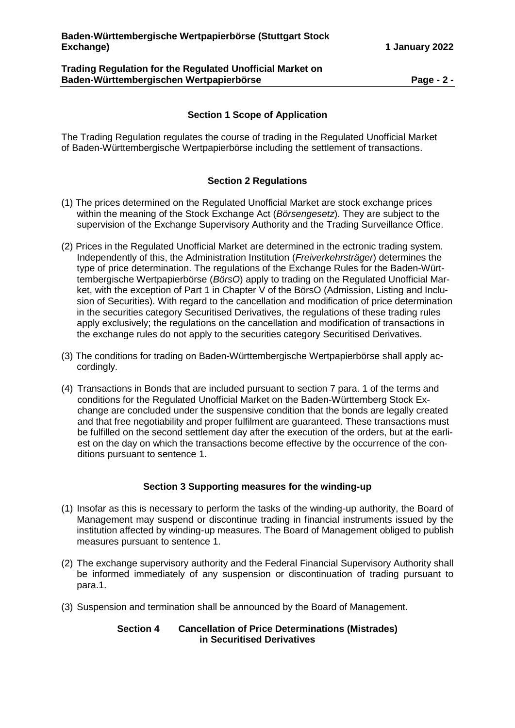## Section 1 Scope of Application

The Trading Regulation regulates the course of trading in the Regulated Unofficial Market of Baden-Württembergische Wertpapierbörse including the settlement of transactions.

## Section 2 Regulations

(1) The prices determined on the Regulated Unofficial Market are stock exchange prices within the meaning of the Stock Exchange Act (*Börsengesetz*). They are subject to the supervision of the Exchange Supervisory Authority and the Trading Surveillance Office.

(2) Prices in the Regulated Unofficial Market are determined in the ectronic trading system. Independently of this, the Administration Institution (*Freiverkehrsträger*) determines the type of price determination. The regulations of the Exchange Rules for the Baden-Württembergische Wertpapierbörse (*BörsO*) apply to trading on the Regulated Unofficial Market, with the exception of Part 1 in Chapter V of the BörsO (Admission, Listing and Inclusion of Securities). With regard to the cancellation and modification of price determination in the securities category Securitised Derivatives, the regulations of these trading rules apply exclusively; the regulations on the cancellation and modification of transactions in the exchange rules do not apply to the securities category Securitised Derivatives.

(3) The conditions for trading on Baden-Württembergische Wertpapierbörse shall apply accordingly.

(4) Transactions in Bonds that are included pursuant to section 7 para. 1 of the terms and conditions for the Regulated Unofficial Market on the Baden-Württemberg Stock Exchange are concluded under the suspensive condition that the bonds are legally created and that free negotiability and proper fulfilment are guaranteed. These transactions must be fulfilled on the second settlement day after the execution of the orders, but at the earliest on the day on which the transactions become effective by the occurrence of the conditions pursuant to sentence 1.

## Section 3 Supporting measures for the winding-up

(1) Insofar as this is necessary to perform the tasks of the winding-up authority, the Board of Management may suspend or discontinue trading in financial instruments issued by the institution affected by winding-up measures. The Board of Management obliged to publish measures pursuant to sentence 1.

(2) The exchange supervisory authority and the Federal Financial Supervisory Authority shall be informed immediately of any suspension or discontinuation of trading pursuant to para.1.

(3) Suspension and termination shall be announced by the Board of Management.

## Section 4 Cancellation of Price Determinations (Mistrades) in Securitised Derivatives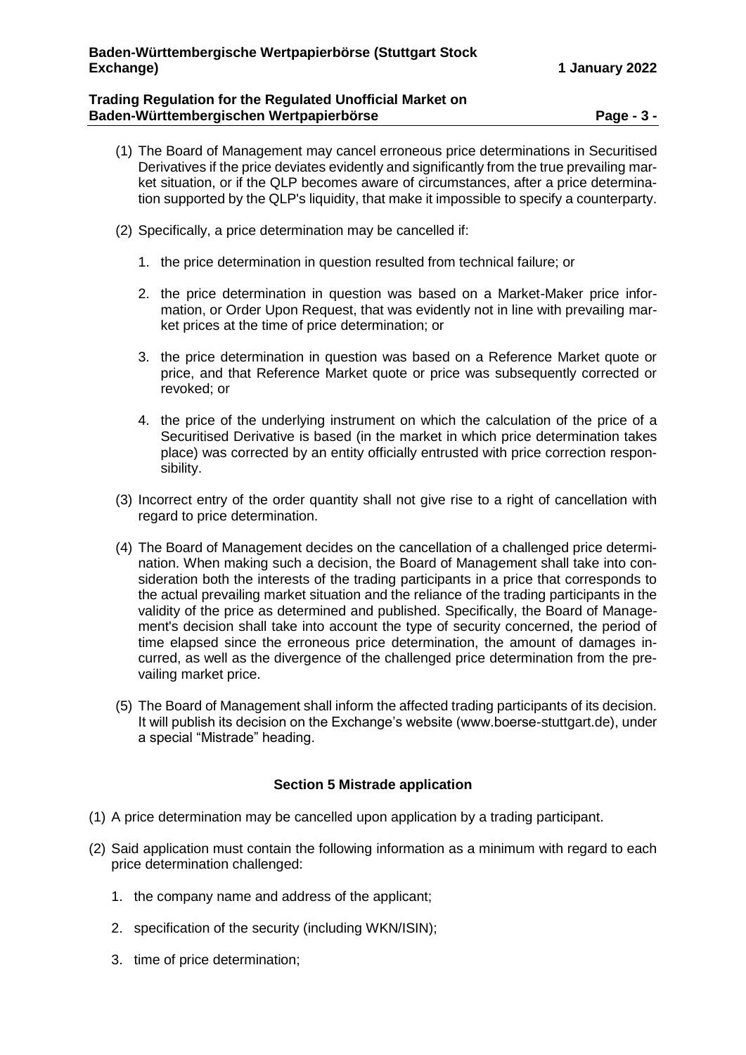(1) The Board of Management may cancel erroneous price determinations in Securitised Derivatives if the price deviates evidently and significantly from the true prevailing market situation, or if the QLP becomes aware of circumstances, after a price determination supported by the QLP's liquidity, that make it impossible to specify a counterparty.

(2) Specifically, a price determination may be cancelled if:

1. the price determination in question resulted from technical failure; or
2. the price determination in question was based on a Market-Maker price information, or Order Upon Request, that was evidently not in line with prevailing market prices at the time of price determination; or
3. the price determination in question was based on a Reference Market quote or price, and that Reference Market quote or price was subsequently corrected or revoked; or
4. the price of the underlying instrument on which the calculation of the price of a Securitised Derivative is based (in the market in which price determination takes place) was corrected by an entity officially entrusted with price correction responsibility.

(3) Incorrect entry of the order quantity shall not give rise to a right of cancellation with regard to price determination.

(4) The Board of Management decides on the cancellation of a challenged price determination. When making such a decision, the Board of Management shall take into consideration both the interests of the trading participants in a price that corresponds to the actual prevailing market situation and the reliance of the trading participants in the validity of the price as determined and published. Specifically, the Board of Management's decision shall take into account the type of security concerned, the period of time elapsed since the erroneous price determination, the amount of damages incurred, as well as the divergence of the challenged price determination from the prevailing market price.

(5) The Board of Management shall inform the affected trading participants of its decision. It will publish its decision on the Exchange's website (www.boerse-stuttgart.de), under a special "Mistrade" heading.

## Section 5 Mistrade application

(1) A price determination may be cancelled upon application by a trading participant.

(2) Said application must contain the following information as a minimum with regard to each price determination challenged:

1. the company name and address of the applicant;
2. specification of the security (including WKN/ISIN);
3. time of price determination;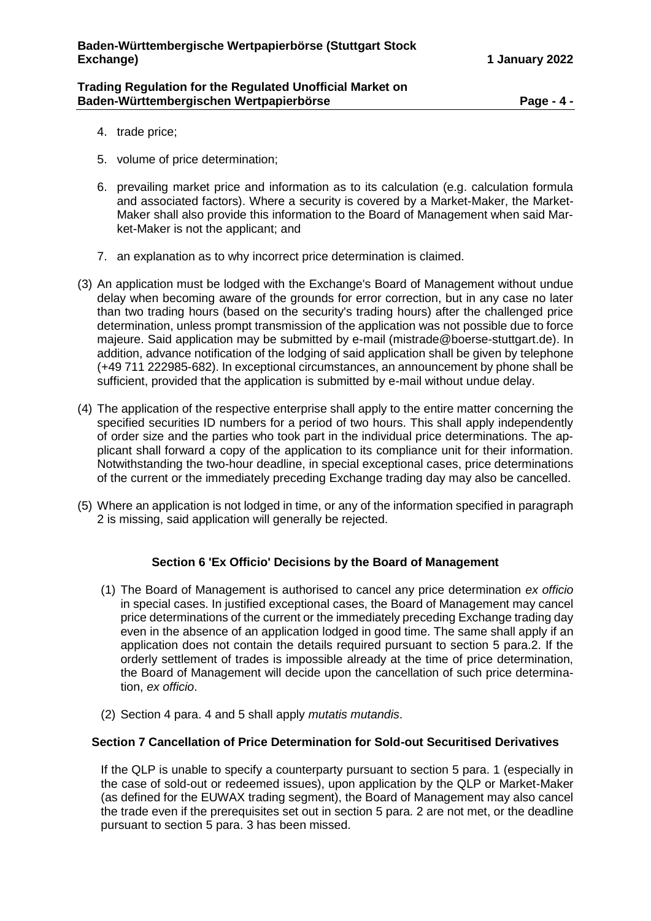4. trade price;

5. volume of price determination;

6. prevailing market price and information as to its calculation (e.g. calculation formula and associated factors). Where a security is covered by a Market-Maker, the Market-Maker shall also provide this information to the Board of Management when said Market-Maker is not the applicant; and

7. an explanation as to why incorrect price determination is claimed.

(3) An application must be lodged with the Exchange's Board of Management without undue delay when becoming aware of the grounds for error correction, but in any case no later than two trading hours (based on the security's trading hours) after the challenged price determination, unless prompt transmission of the application was not possible due to force majeure. Said application may be submitted by e-mail (mistrade@boerse-stuttgart.de). In addition, advance notification of the lodging of said application shall be given by telephone (+49 711 222985-682). In exceptional circumstances, an announcement by phone shall be sufficient, provided that the application is submitted by e-mail without undue delay.

(4) The application of the respective enterprise shall apply to the entire matter concerning the specified securities ID numbers for a period of two hours. This shall apply independently of order size and the parties who took part in the individual price determinations. The applicant shall forward a copy of the application to its compliance unit for their information. Notwithstanding the two-hour deadline, in special exceptional cases, price determinations of the current or the immediately preceding Exchange trading day may also be cancelled.

(5) Where an application is not lodged in time, or any of the information specified in paragraph 2 is missing, said application will generally be rejected.

## Section 6 'Ex Officio' Decisions by the Board of Management

(1) The Board of Management is authorised to cancel any price determination *ex officio* in special cases. In justified exceptional cases, the Board of Management may cancel price determinations of the current or the immediately preceding Exchange trading day even in the absence of an application lodged in good time. The same shall apply if an application does not contain the details required pursuant to section 5 para.2. If the orderly settlement of trades is impossible already at the time of price determination, the Board of Management will decide upon the cancellation of such price determination, *ex officio*.

(2) Section 4 para. 4 and 5 shall apply *mutatis mutandis*.

## Section 7 Cancellation of Price Determination for Sold-out Securitised Derivatives

If the QLP is unable to specify a counterparty pursuant to section 5 para. 1 (especially in the case of sold-out or redeemed issues), upon application by the QLP or Market-Maker (as defined for the EUWAX trading segment), the Board of Management may also cancel the trade even if the prerequisites set out in section 5 para. 2 are not met, or the deadline pursuant to section 5 para. 3 has been missed.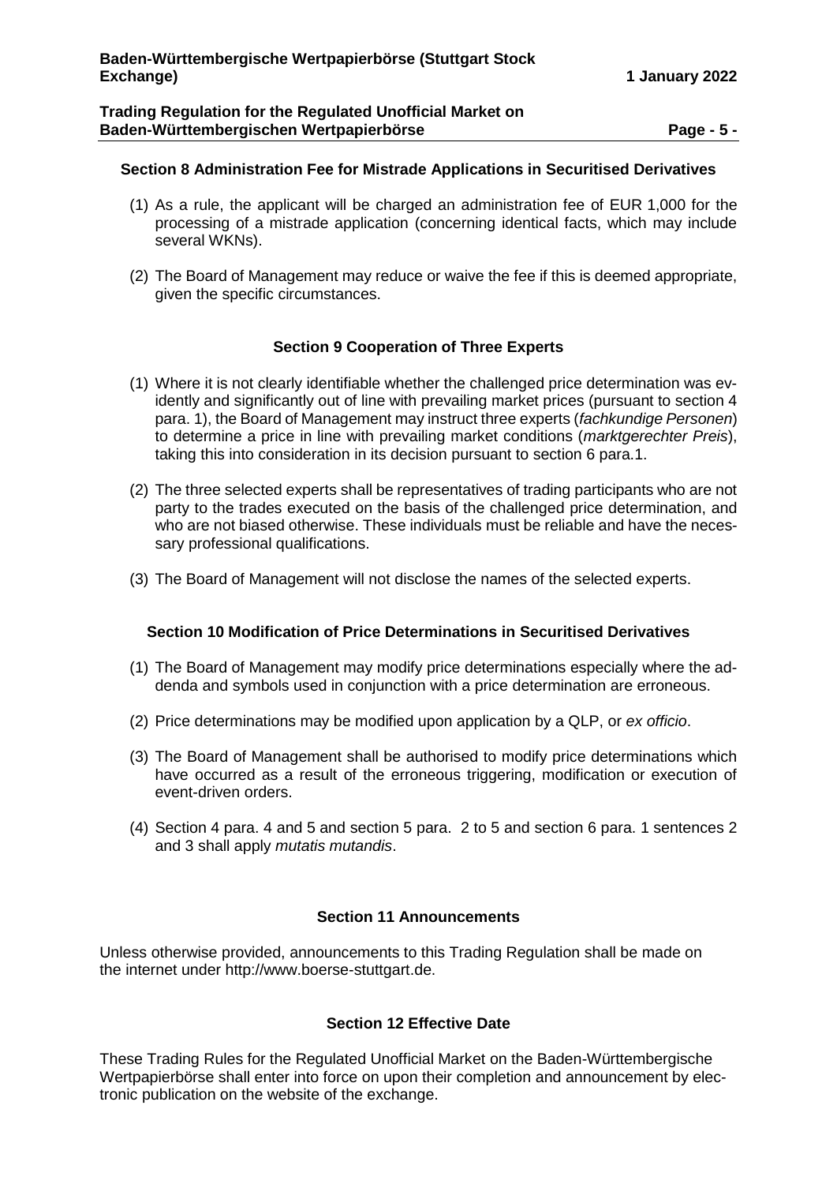## Section 8 Administration Fee for Mistrade Applications in Securitised Derivatives

(1) As a rule, the applicant will be charged an administration fee of EUR 1,000 for the processing of a mistrade application (concerning identical facts, which may include several WKNs).

(2) The Board of Management may reduce or waive the fee if this is deemed appropriate, given the specific circumstances.

## Section 9 Cooperation of Three Experts

(1) Where it is not clearly identifiable whether the challenged price determination was evidently and significantly out of line with prevailing market prices (pursuant to section 4 para. 1), the Board of Management may instruct three experts (*fachkundige Personen*) to determine a price in line with prevailing market conditions (*marktgerechter Preis*), taking this into consideration in its decision pursuant to section 6 para.1.

(2) The three selected experts shall be representatives of trading participants who are not party to the trades executed on the basis of the challenged price determination, and who are not biased otherwise. These individuals must be reliable and have the necessary professional qualifications.

(3) The Board of Management will not disclose the names of the selected experts.

## Section 10 Modification of Price Determinations in Securitised Derivatives

(1) The Board of Management may modify price determinations especially where the addenda and symbols used in conjunction with a price determination are erroneous.

(2) Price determinations may be modified upon application by a QLP, or *ex officio*.

(3) The Board of Management shall be authorised to modify price determinations which have occurred as a result of the erroneous triggering, modification or execution of event-driven orders.

(4) Section 4 para. 4 and 5 and section 5 para. 2 to 5 and section 6 para. 1 sentences 2 and 3 shall apply *mutatis mutandis*.

## Section 11 Announcements

Unless otherwise provided, announcements to this Trading Regulation shall be made on the internet under http://www.boerse-stuttgart.de.

## Section 12 Effective Date

These Trading Rules for the Regulated Unofficial Market on the Baden-Württembergische Wertpapierbörse shall enter into force on upon their completion and announcement by electronic publication on the website of the exchange.